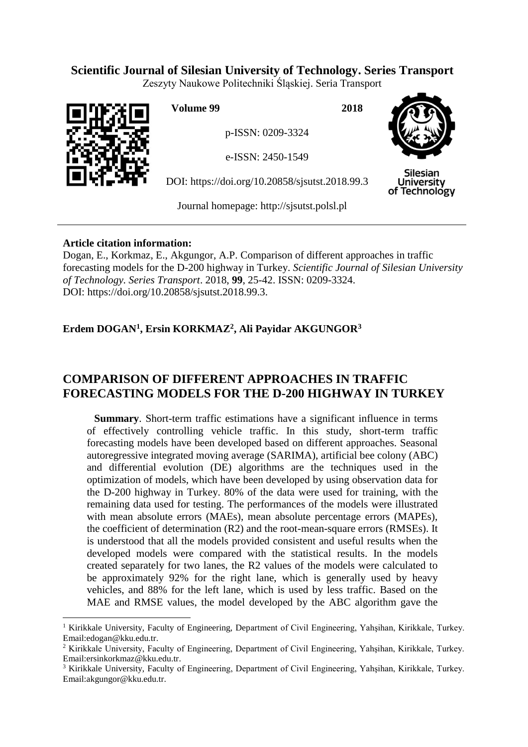**Scientific Journal of Silesian University of Technology. Series Transport**

Zeszyty Naukowe Politechniki Śląskiej. Seria Transport

**Volume 99** **2018**

p-ISSN: 0209-3324

e-ISSN: 2450-1549

DOI: https://doi.org/10.20858/sjsutst.2018.99.3

Journal homepage: http://sjsutst.polsl.pl

**Article citation information:**

Dogan, E., Korkmaz, E., Akgungor, A.P. Comparison of different approaches in traffic forecasting models for the D-200 highway in Turkey. *Scientific Journal of Silesian University of Technology. Series Transport*. 2018, **99**, 25-42. ISSN: 0209-3324. DOI: https://doi.org/10.20858/sjsutst.2018.99.3.

**Erdem DOGAN[1], Ersin KORKMAZ[2], Ali Payidar AKGUNGOR[3]**

# COMPARISON OF DIFFERENT APPROACHES IN TRAFFIC FORECASTING MODELS FOR THE D-200 HIGHWAY IN TURKEY

**Summary**. Short-term traffic estimations have a significant influence in terms of effectively controlling vehicle traffic. In this study, short-term traffic forecasting models have been developed based on different approaches. Seasonal autoregressive integrated moving average (SARIMA), artificial bee colony (ABC) and differential evolution (DE) algorithms are the techniques used in the optimization of models, which have been developed by using observation data for the D-200 highway in Turkey. 80% of the data were used for training, with the remaining data used for testing. The performances of the models were illustrated with mean absolute errors (MAEs), mean absolute percentage errors (MAPEs), the coefficient of determination (R2) and the root-mean-square errors (RMSEs). It is understood that all the models provided consistent and useful results when the developed models were compared with the statistical results. In the models created separately for two lanes, the R2 values of the models were calculated to be approximately 92% for the right lane, which is generally used by heavy vehicles, and 88% for the left lane, which is used by less traffic. Based on the MAE and RMSE values, the model developed by the ABC algorithm gave the

---

[1] Kirikkale University, Faculty of Engineering, Department of Civil Engineering, Yahşihan, Kirikkale, Turkey. Email:edogan@kku.edu.tr.

[2] Kirikkale University, Faculty of Engineering, Department of Civil Engineering, Yahşihan, Kirikkale, Turkey. Email:ersinkorkmaz@kku.edu.tr.

[3] Kirikkale University, Faculty of Engineering, Department of Civil Engineering, Yahşihan, Kirikkale, Turkey. Email:akgungor@kku.edu.tr.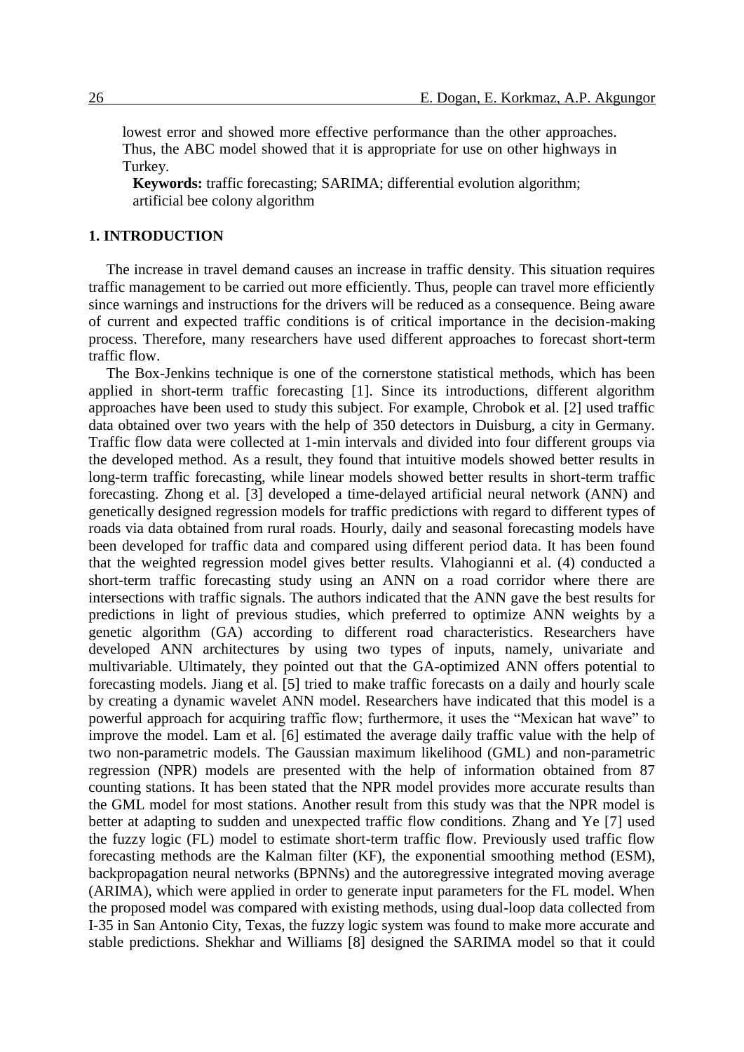lowest error and showed more effective performance than the other approaches. Thus, the ABC model showed that it is appropriate for use on other highways in Turkey.

**Keywords:** traffic forecasting; SARIMA; differential evolution algorithm; artificial bee colony algorithm

## 1. INTRODUCTION

The increase in travel demand causes an increase in traffic density. This situation requires traffic management to be carried out more efficiently. Thus, people can travel more efficiently since warnings and instructions for the drivers will be reduced as a consequence. Being aware of current and expected traffic conditions is of critical importance in the decision-making process. Therefore, many researchers have used different approaches to forecast short-term traffic flow.

The Box-Jenkins technique is one of the cornerstone statistical methods, which has been applied in short-term traffic forecasting [1]. Since its introductions, different algorithm approaches have been used to study this subject. For example, Chrobok et al. [2] used traffic data obtained over two years with the help of 350 detectors in Duisburg, a city in Germany. Traffic flow data were collected at 1-min intervals and divided into four different groups via the developed method. As a result, they found that intuitive models showed better results in long-term traffic forecasting, while linear models showed better results in short-term traffic forecasting. Zhong et al. [3] developed a time-delayed artificial neural network (ANN) and genetically designed regression models for traffic predictions with regard to different types of roads via data obtained from rural roads. Hourly, daily and seasonal forecasting models have been developed for traffic data and compared using different period data. It has been found that the weighted regression model gives better results. Vlahogianni et al. (4) conducted a short-term traffic forecasting study using an ANN on a road corridor where there are intersections with traffic signals. The authors indicated that the ANN gave the best results for predictions in light of previous studies, which preferred to optimize ANN weights by a genetic algorithm (GA) according to different road characteristics. Researchers have developed ANN architectures by using two types of inputs, namely, univariate and multivariable. Ultimately, they pointed out that the GA-optimized ANN offers potential to forecasting models. Jiang et al. [5] tried to make traffic forecasts on a daily and hourly scale by creating a dynamic wavelet ANN model. Researchers have indicated that this model is a powerful approach for acquiring traffic flow; furthermore, it uses the "Mexican hat wave" to improve the model. Lam et al. [6] estimated the average daily traffic value with the help of two non-parametric models. The Gaussian maximum likelihood (GML) and non-parametric regression (NPR) models are presented with the help of information obtained from 87 counting stations. It has been stated that the NPR model provides more accurate results than the GML model for most stations. Another result from this study was that the NPR model is better at adapting to sudden and unexpected traffic flow conditions. Zhang and Ye [7] used the fuzzy logic (FL) model to estimate short-term traffic flow. Previously used traffic flow forecasting methods are the Kalman filter (KF), the exponential smoothing method (ESM), backpropagation neural networks (BPNNs) and the autoregressive integrated moving average (ARIMA), which were applied in order to generate input parameters for the FL model. When the proposed model was compared with existing methods, using dual-loop data collected from I-35 in San Antonio City, Texas, the fuzzy logic system was found to make more accurate and stable predictions. Shekhar and Williams [8] designed the SARIMA model so that it could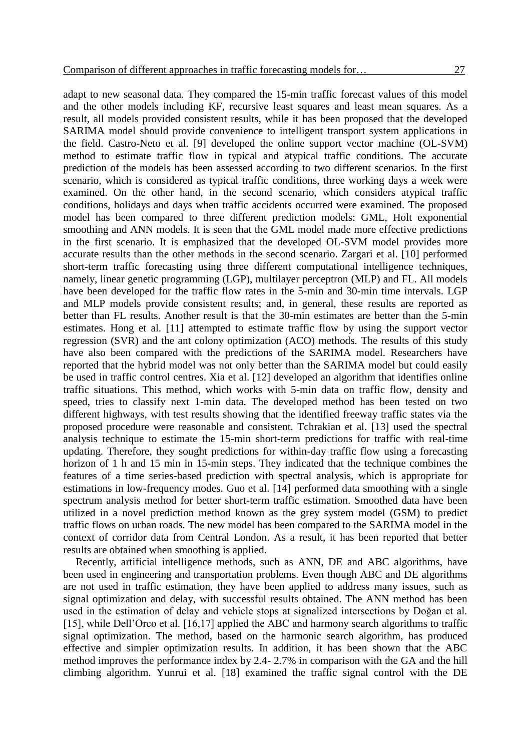adapt to new seasonal data. They compared the 15-min traffic forecast values of this model and the other models including KF, recursive least squares and least mean squares. As a result, all models provided consistent results, while it has been proposed that the developed SARIMA model should provide convenience to intelligent transport system applications in the field. Castro-Neto et al. [9] developed the online support vector machine (OL-SVM) method to estimate traffic flow in typical and atypical traffic conditions. The accurate prediction of the models has been assessed according to two different scenarios. In the first scenario, which is considered as typical traffic conditions, three working days a week were examined. On the other hand, in the second scenario, which considers atypical traffic conditions, holidays and days when traffic accidents occurred were examined. The proposed model has been compared to three different prediction models: GML, Holt exponential smoothing and ANN models. It is seen that the GML model made more effective predictions in the first scenario. It is emphasized that the developed OL-SVM model provides more accurate results than the other methods in the second scenario. Zargari et al. [10] performed short-term traffic forecasting using three different computational intelligence techniques, namely, linear genetic programming (LGP), multilayer perceptron (MLP) and FL. All models have been developed for the traffic flow rates in the 5-min and 30-min time intervals. LGP and MLP models provide consistent results; and, in general, these results are reported as better than FL results. Another result is that the 30-min estimates are better than the 5-min estimates. Hong et al. [11] attempted to estimate traffic flow by using the support vector regression (SVR) and the ant colony optimization (ACO) methods. The results of this study have also been compared with the predictions of the SARIMA model. Researchers have reported that the hybrid model was not only better than the SARIMA model but could easily be used in traffic control centres. Xia et al. [12] developed an algorithm that identifies online traffic situations. This method, which works with 5-min data on traffic flow, density and speed, tries to classify next 1-min data. The developed method has been tested on two different highways, with test results showing that the identified freeway traffic states via the proposed procedure were reasonable and consistent. Tchrakian et al. [13] used the spectral analysis technique to estimate the 15-min short-term predictions for traffic with real-time updating. Therefore, they sought predictions for within-day traffic flow using a forecasting horizon of 1 h and 15 min in 15-min steps. They indicated that the technique combines the features of a time series-based prediction with spectral analysis, which is appropriate for estimations in low-frequency modes. Guo et al. [14] performed data smoothing with a single spectrum analysis method for better short-term traffic estimation. Smoothed data have been utilized in a novel prediction method known as the grey system model (GSM) to predict traffic flows on urban roads. The new model has been compared to the SARIMA model in the context of corridor data from Central London. As a result, it has been reported that better results are obtained when smoothing is applied.

Recently, artificial intelligence methods, such as ANN, DE and ABC algorithms, have been used in engineering and transportation problems. Even though ABC and DE algorithms are not used in traffic estimation, they have been applied to address many issues, such as signal optimization and delay, with successful results obtained. The ANN method has been used in the estimation of delay and vehicle stops at signalized intersections by Doğan et al. [15], while Dell'Orco et al. [16,17] applied the ABC and harmony search algorithms to traffic signal optimization. The method, based on the harmonic search algorithm, has produced effective and simpler optimization results. In addition, it has been shown that the ABC method improves the performance index by 2.4- 2.7% in comparison with the GA and the hill climbing algorithm. Yunrui et al. [18] examined the traffic signal control with the DE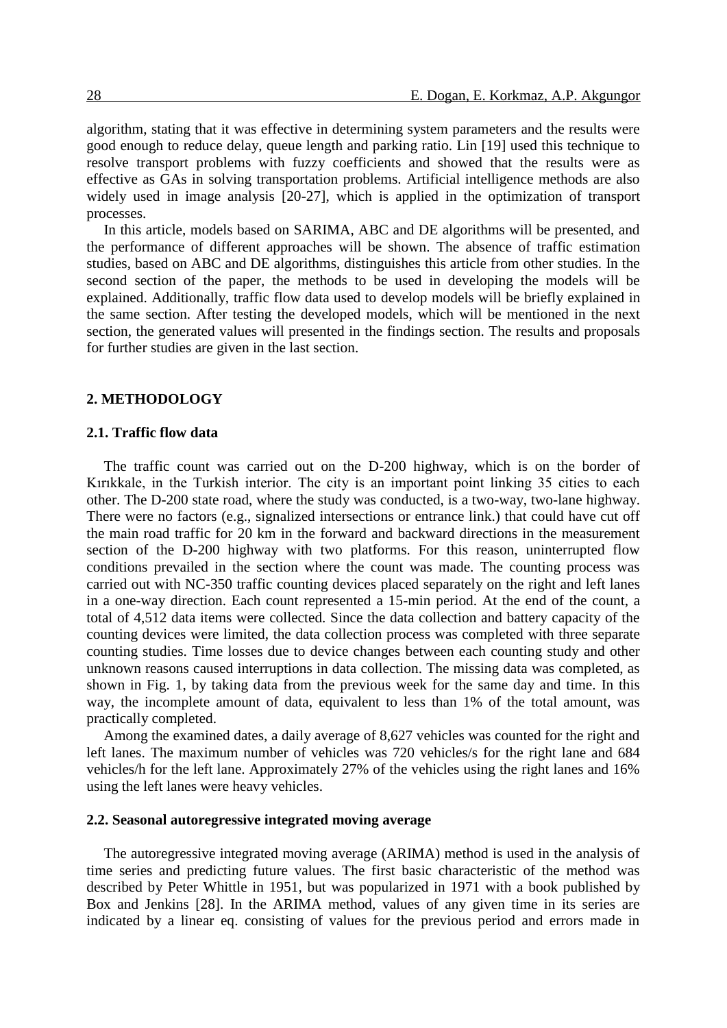algorithm, stating that it was effective in determining system parameters and the results were good enough to reduce delay, queue length and parking ratio. Lin [19] used this technique to resolve transport problems with fuzzy coefficients and showed that the results were as effective as GAs in solving transportation problems. Artificial intelligence methods are also widely used in image analysis [20-27], which is applied in the optimization of transport processes.

In this article, models based on SARIMA, ABC and DE algorithms will be presented, and the performance of different approaches will be shown. The absence of traffic estimation studies, based on ABC and DE algorithms, distinguishes this article from other studies. In the second section of the paper, the methods to be used in developing the models will be explained. Additionally, traffic flow data used to develop models will be briefly explained in the same section. After testing the developed models, which will be mentioned in the next section, the generated values will presented in the findings section. The results and proposals for further studies are given in the last section.

## 2. METHODOLOGY

### 2.1. Traffic flow data

The traffic count was carried out on the D-200 highway, which is on the border of Kırıkkale, in the Turkish interior. The city is an important point linking 35 cities to each other. The D-200 state road, where the study was conducted, is a two-way, two-lane highway. There were no factors (e.g., signalized intersections or entrance link.) that could have cut off the main road traffic for 20 km in the forward and backward directions in the measurement section of the D-200 highway with two platforms. For this reason, uninterrupted flow conditions prevailed in the section where the count was made. The counting process was carried out with NC-350 traffic counting devices placed separately on the right and left lanes in a one-way direction. Each count represented a 15-min period. At the end of the count, a total of 4,512 data items were collected. Since the data collection and battery capacity of the counting devices were limited, the data collection process was completed with three separate counting studies. Time losses due to device changes between each counting study and other unknown reasons caused interruptions in data collection. The missing data was completed, as shown in Fig. 1, by taking data from the previous week for the same day and time. In this way, the incomplete amount of data, equivalent to less than 1% of the total amount, was practically completed.

Among the examined dates, a daily average of 8,627 vehicles was counted for the right and left lanes. The maximum number of vehicles was 720 vehicles/s for the right lane and 684 vehicles/h for the left lane. Approximately 27% of the vehicles using the right lanes and 16% using the left lanes were heavy vehicles.

### 2.2. Seasonal autoregressive integrated moving average

The autoregressive integrated moving average (ARIMA) method is used in the analysis of time series and predicting future values. The first basic characteristic of the method was described by Peter Whittle in 1951, but was popularized in 1971 with a book published by Box and Jenkins [28]. In the ARIMA method, values of any given time in its series are indicated by a linear eq. consisting of values for the previous period and errors made in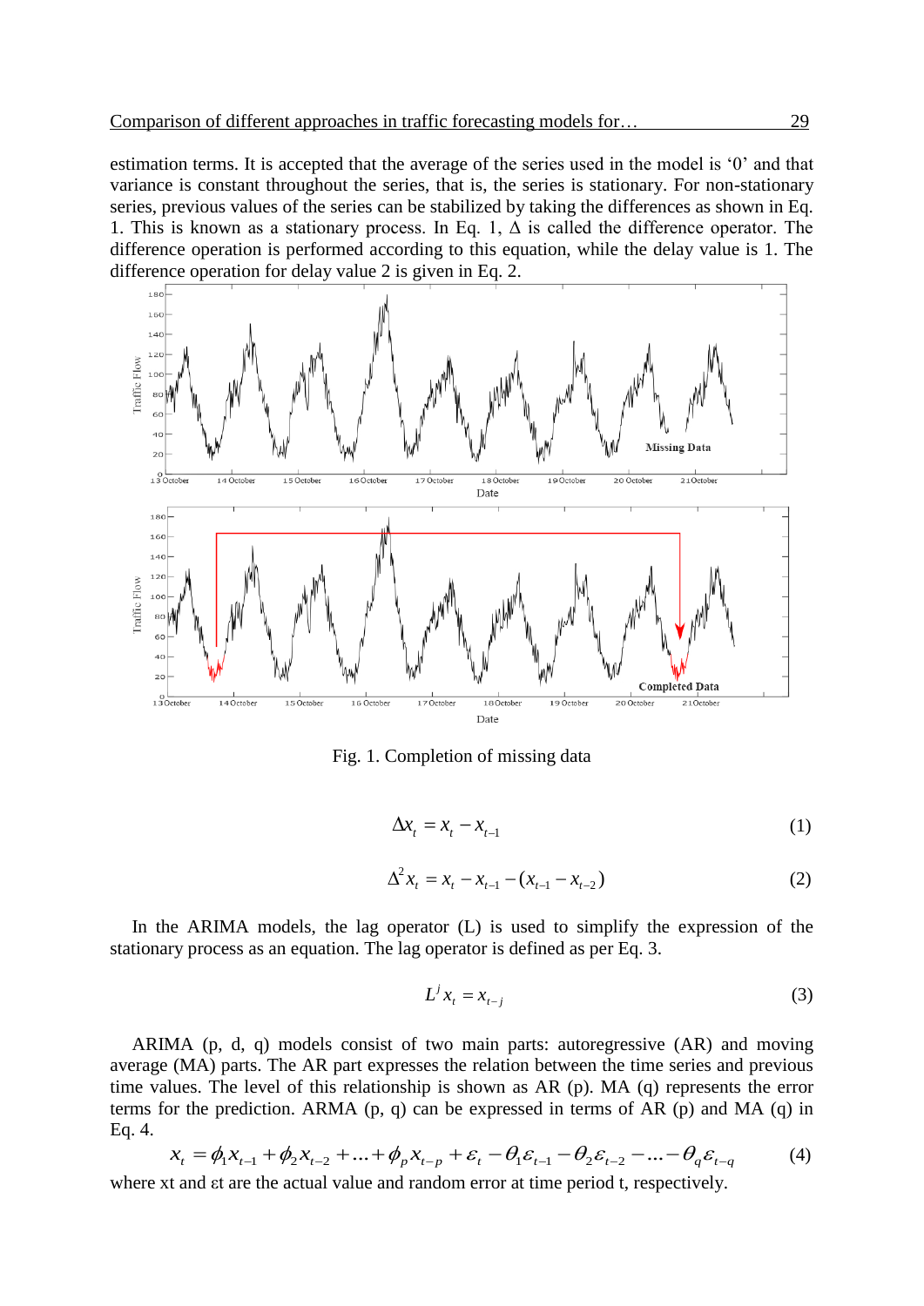estimation terms. It is accepted that the average of the series used in the model is '0' and that variance is constant throughout the series, that is, the series is stationary. For non-stationary series, previous values of the series can be stabilized by taking the differences as shown in Eq. 1. This is known as a stationary process. In Eq. 1, Δ is called the difference operator. The difference operation is performed according to this equation, while the delay value is 1. The difference operation for delay value 2 is given in Eq. 2.

Fig. 1. Completion of missing data

$$\Delta x_t = x_t - x_{t-1} \tag{1}$$

$$\Delta^2 x_t = x_t - x_{t-1} - (x_{t-1} - x_{t-2}) \tag{2}$$

In the ARIMA models, the lag operator (L) is used to simplify the expression of the stationary process as an equation. The lag operator is defined as per Eq. 3.

$$L^j x_t = x_{t-j} \tag{3}$$

ARIMA (p, d, q) models consist of two main parts: autoregressive (AR) and moving average (MA) parts. The AR part expresses the relation between the time series and previous time values. The level of this relationship is shown as AR (p). MA (q) represents the error terms for the prediction. ARMA (p, q) can be expressed in terms of AR (p) and MA (q) in Eq. 4.

$$x_t = \phi_1 x_{t-1} + \phi_2 x_{t-2} + \ldots + \phi_p x_{t-p} + \varepsilon_t - \theta_1 \varepsilon_{t-1} - \theta_2 \varepsilon_{t-2} - \ldots - \theta_q \varepsilon_{t-q} \tag{4}$$

where xt and εt are the actual value and random error at time period t, respectively.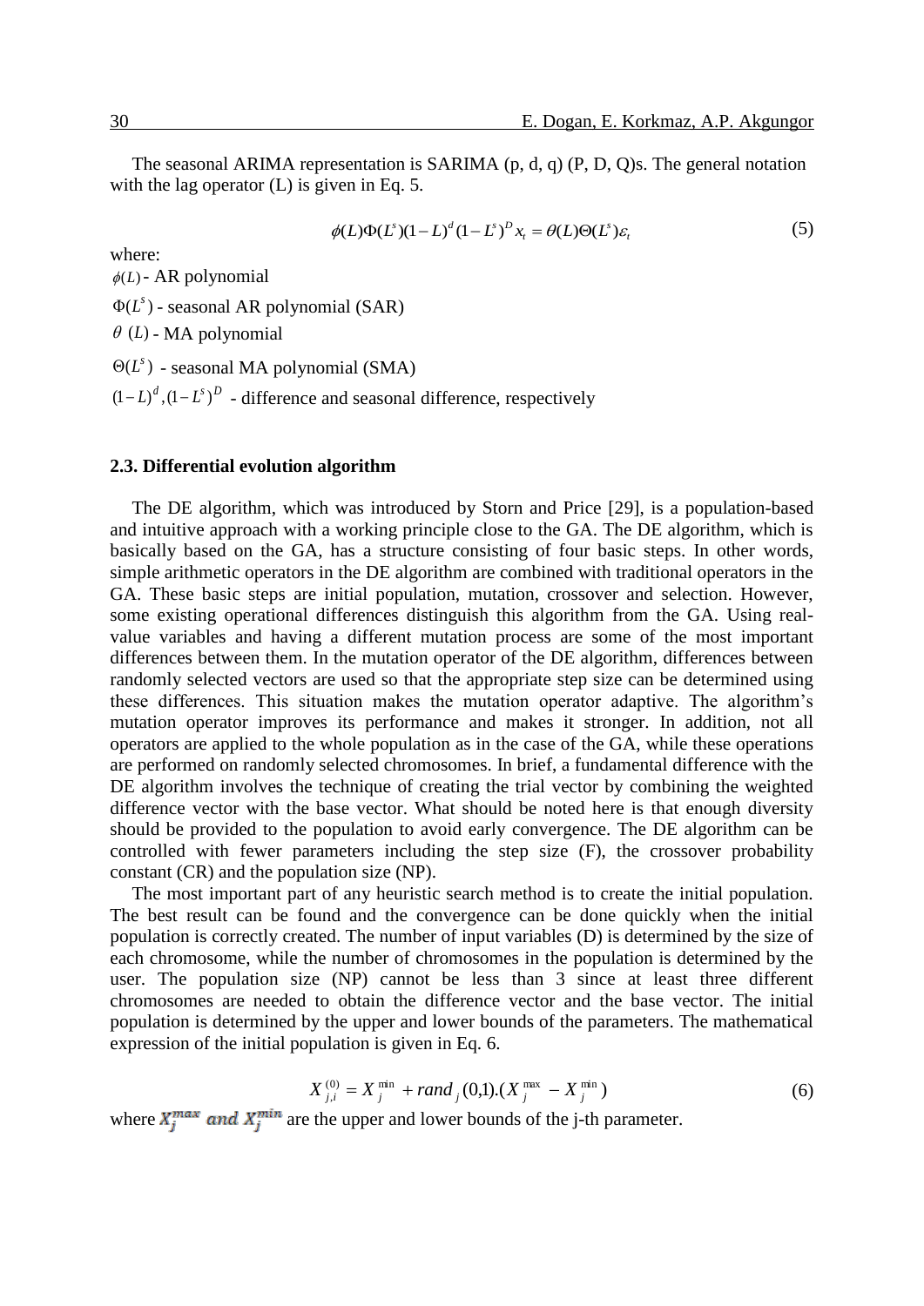The seasonal ARIMA representation is SARIMA (p, d, q) (P, D, Q)s. The general notation with the lag operator (L) is given in Eq. 5.

$$\phi(L)\Phi(L^s)(1-L)^d(1-L^s)^D x_t = \theta(L)\Theta(L^s)\varepsilon_t \tag{5}$$

where:

$\phi(L)$ - AR polynomial

$\Phi(L^s)$ - seasonal AR polynomial (SAR)

$\theta\,(L)$ - MA polynomial

$\Theta(L^s)$ - seasonal MA polynomial (SMA)

$(1-L)^d, (1-L^s)^D$ - difference and seasonal difference, respectively

### 2.3. Differential evolution algorithm

The DE algorithm, which was introduced by Storn and Price [29], is a population-based and intuitive approach with a working principle close to the GA. The DE algorithm, which is basically based on the GA, has a structure consisting of four basic steps. In other words, simple arithmetic operators in the DE algorithm are combined with traditional operators in the GA. These basic steps are initial population, mutation, crossover and selection. However, some existing operational differences distinguish this algorithm from the GA. Using real-value variables and having a different mutation process are some of the most important differences between them. In the mutation operator of the DE algorithm, differences between randomly selected vectors are used so that the appropriate step size can be determined using these differences. This situation makes the mutation operator adaptive. The algorithm's mutation operator improves its performance and makes it stronger. In addition, not all operators are applied to the whole population as in the case of the GA, while these operations are performed on randomly selected chromosomes. In brief, a fundamental difference with the DE algorithm involves the technique of creating the trial vector by combining the weighted difference vector with the base vector. What should be noted here is that enough diversity should be provided to the population to avoid early convergence. The DE algorithm can be controlled with fewer parameters including the step size (F), the crossover probability constant (CR) and the population size (NP).

The most important part of any heuristic search method is to create the initial population. The best result can be found and the convergence can be done quickly when the initial population is correctly created. The number of input variables (D) is determined by the size of each chromosome, while the number of chromosomes in the population is determined by the user. The population size (NP) cannot be less than 3 since at least three different chromosomes are needed to obtain the difference vector and the base vector. The initial population is determined by the upper and lower bounds of the parameters. The mathematical expression of the initial population is given in Eq. 6.

$$X_{j,i}^{(0)} = X_j^{\min} + rand_j(0,1).(X_j^{\max} - X_j^{\min}) \tag{6}$$

where $X_j^{max}$ and $X_j^{min}$ are the upper and lower bounds of the j-th parameter.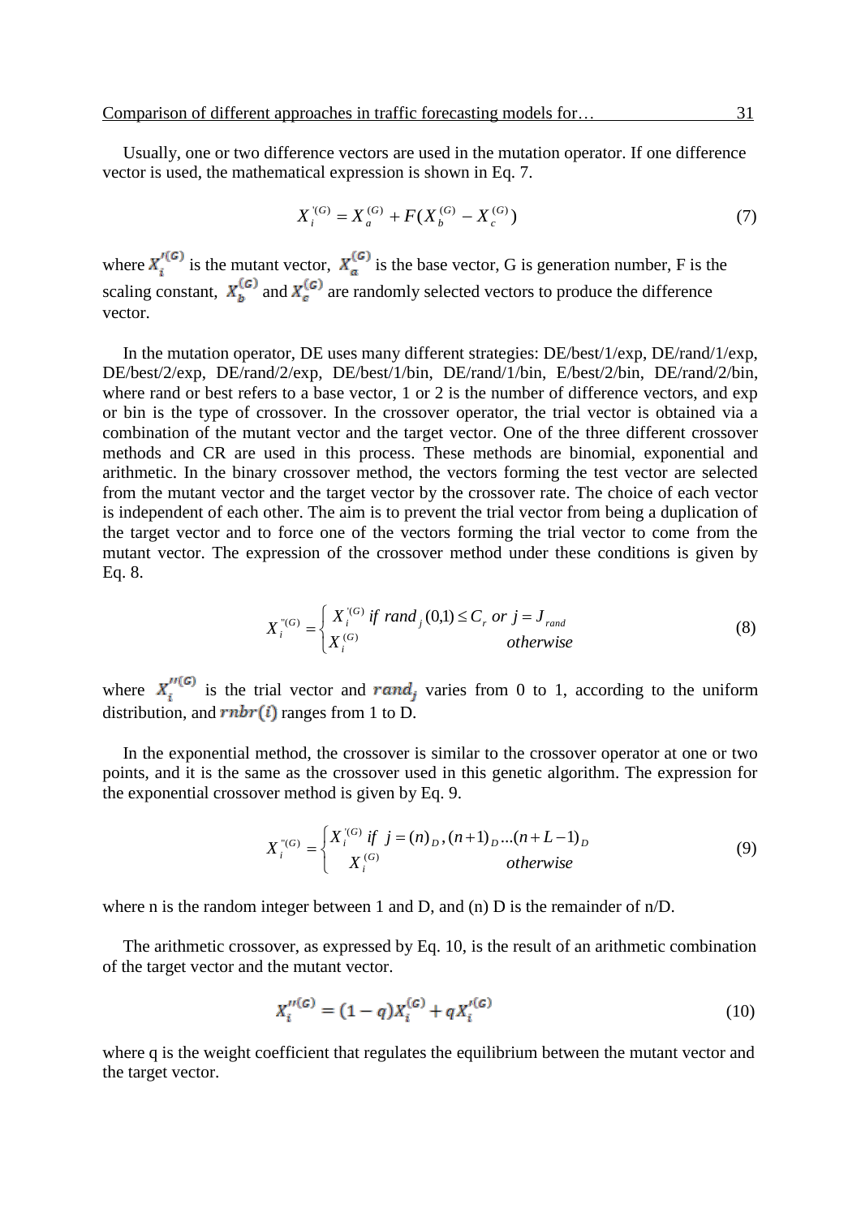Usually, one or two difference vectors are used in the mutation operator. If one difference vector is used, the mathematical expression is shown in Eq. 7.

$$X_i^{'(G)} = X_a^{(G)} + F(X_b^{(G)} - X_c^{(G)}) \tag{7}$$

where $X_i^{'(G)}$ is the mutant vector, $X_a^{(G)}$ is the base vector, G is generation number, F is the scaling constant, $X_b^{(G)}$ and $X_c^{(G)}$ are randomly selected vectors to produce the difference vector.

In the mutation operator, DE uses many different strategies: DE/best/1/exp, DE/rand/1/exp, DE/best/2/exp, DE/rand/2/exp, DE/best/1/bin, DE/rand/1/bin, E/best/2/bin, DE/rand/2/bin, where rand or best refers to a base vector, 1 or 2 is the number of difference vectors, and exp or bin is the type of crossover. In the crossover operator, the trial vector is obtained via a combination of the mutant vector and the target vector. One of the three different crossover methods and CR are used in this process. These methods are binomial, exponential and arithmetic. In the binary crossover method, the vectors forming the test vector are selected from the mutant vector and the target vector by the crossover rate. The choice of each vector is independent of each other. The aim is to prevent the trial vector from being a duplication of the target vector and to force one of the vectors forming the trial vector to come from the mutant vector. The expression of the crossover method under these conditions is given by Eq. 8.

$$X_i^{''(G)} = \begin{cases} X_i^{'(G)} & if\ rand_j(0,1) \le C_r\ or\ j = J_{rand} \\ X_i^{(G)} & otherwise \end{cases} \tag{8}$$

where $X_i^{''(G)}$ is the trial vector and $rand_j$ varies from 0 to 1, according to the uniform distribution, and $rnbr(i)$ ranges from 1 to D.

In the exponential method, the crossover is similar to the crossover operator at one or two points, and it is the same as the crossover used in this genetic algorithm. The expression for the exponential crossover method is given by Eq. 9.

$$X_i^{''(G)} = \begin{cases} X_i^{'(G)} & if\ \ j = (n)_D, (n+1)_D \ldots (n+L-1)_D \\ X_i^{(G)} & otherwise \end{cases} \tag{9}$$

where n is the random integer between 1 and D, and (n) D is the remainder of n/D.

The arithmetic crossover, as expressed by Eq. 10, is the result of an arithmetic combination of the target vector and the mutant vector.

$$X_i^{''(G)} = (1-q)X_i^{(G)} + qX_i^{'(G)} \tag{10}$$

where q is the weight coefficient that regulates the equilibrium between the mutant vector and the target vector.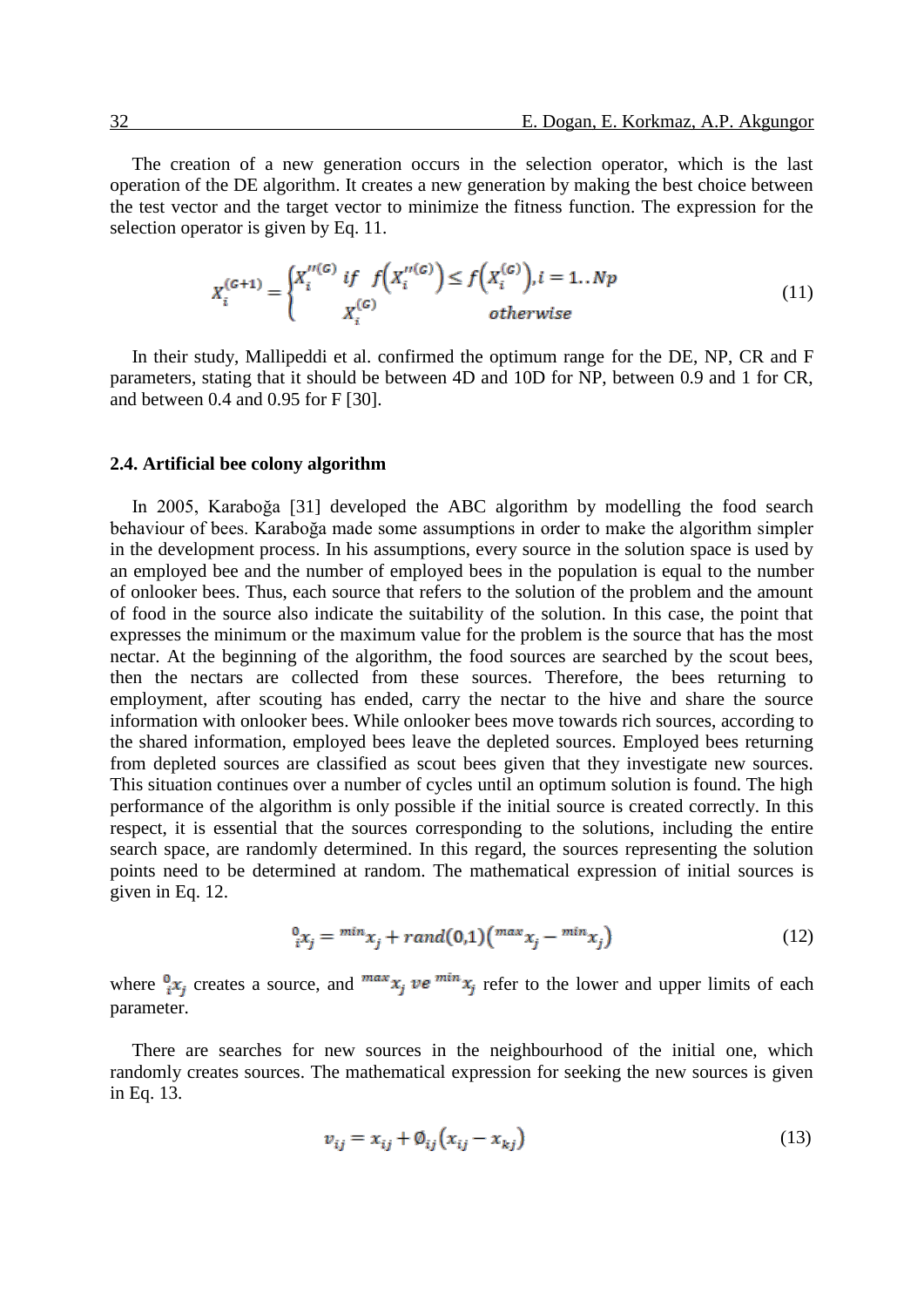The creation of a new generation occurs in the selection operator, which is the last operation of the DE algorithm. It creates a new generation by making the best choice between the test vector and the target vector to minimize the fitness function. The expression for the selection operator is given by Eq. 11.

$$X_i^{(G+1)} = \begin{cases} X_i^{\prime\prime(G)} & if \;\; f\left(X_i^{\prime\prime(G)}\right) \leq f\left(X_i^{(G)}\right), i = 1..Np \\ X_i^{(G)} & otherwise \end{cases} \tag{11}$$

In their study, Mallipeddi et al. confirmed the optimum range for the DE, NP, CR and F parameters, stating that it should be between 4D and 10D for NP, between 0.9 and 1 for CR, and between 0.4 and 0.95 for F [30].

### 2.4. Artificial bee colony algorithm

In 2005, Karaboğa [31] developed the ABC algorithm by modelling the food search behaviour of bees. Karaboğa made some assumptions in order to make the algorithm simpler in the development process. In his assumptions, every source in the solution space is used by an employed bee and the number of employed bees in the population is equal to the number of onlooker bees. Thus, each source that refers to the solution of the problem and the amount of food in the source also indicate the suitability of the solution. In this case, the point that expresses the minimum or the maximum value for the problem is the source that has the most nectar. At the beginning of the algorithm, the food sources are searched by the scout bees, then the nectars are collected from these sources. Therefore, the bees returning to employment, after scouting has ended, carry the nectar to the hive and share the source information with onlooker bees. While onlooker bees move towards rich sources, according to the shared information, employed bees leave the depleted sources. Employed bees returning from depleted sources are classified as scout bees given that they investigate new sources. This situation continues over a number of cycles until an optimum solution is found. The high performance of the algorithm is only possible if the initial source is created correctly. In this respect, it is essential that the sources corresponding to the solutions, including the entire search space, are randomly determined. In this regard, the sources representing the solution points need to be determined at random. The mathematical expression of initial sources is given in Eq. 12.

$${}_{i}^{0}x_j = {}^{min}x_j + rand(0,1)\left({}^{max}x_j - {}^{min}x_j\right) \tag{12}$$

where ${}_{i}^{0}x_j$ creates a source, and ${}^{max}x_j \; ve \; {}^{min}x_j$ refer to the lower and upper limits of each parameter.

There are searches for new sources in the neighbourhood of the initial one, which randomly creates sources. The mathematical expression for seeking the new sources is given in Eq. 13.

$$v_{ij} = x_{ij} + \emptyset_{ij}\left(x_{ij} - x_{kj}\right) \tag{13}$$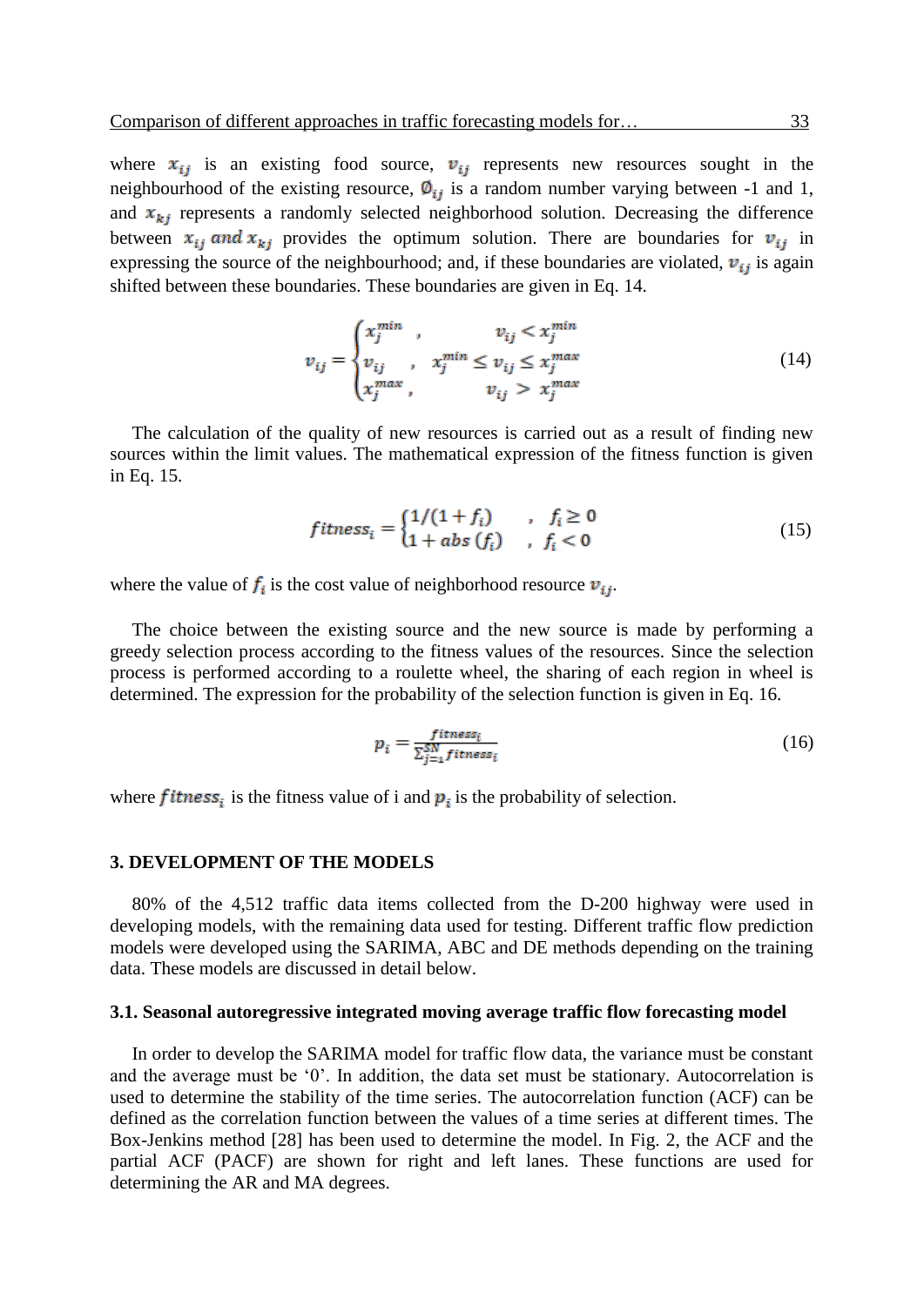where $x_{ij}$ is an existing food source, $v_{ij}$ represents new resources sought in the neighbourhood of the existing resource, $\emptyset_{ij}$ is a random number varying between -1 and 1, and $x_{kj}$ represents a randomly selected neighborhood solution. Decreasing the difference between $x_{ij}$ *and* $x_{kj}$ provides the optimum solution. There are boundaries for $v_{ij}$ in expressing the source of the neighbourhood; and, if these boundaries are violated, $v_{ij}$ is again shifted between these boundaries. These boundaries are given in Eq. 14.

$$v_{ij} = \begin{cases} x_j^{min} \ , & v_{ij} < x_j^{min} \\ v_{ij} \ , & x_j^{min} \leq v_{ij} \leq x_j^{max} \\ x_j^{max} \ , & v_{ij} > x_j^{max} \end{cases} \tag{14}$$

The calculation of the quality of new resources is carried out as a result of finding new sources within the limit values. The mathematical expression of the fitness function is given in Eq. 15.

$$fitness_i = \begin{cases} 1/(1+f_i) & , \ f_i \geq 0 \\ 1 + abs\,(f_i) & , \ f_i < 0 \end{cases} \tag{15}$$

where the value of $f_i$ is the cost value of neighborhood resource $v_{ij}$.

The choice between the existing source and the new source is made by performing a greedy selection process according to the fitness values of the resources. Since the selection process is performed according to a roulette wheel, the sharing of each region in wheel is determined. The expression for the probability of the selection function is given in Eq. 16.

$$p_i = \frac{fitness_i}{\sum_{j=1}^{SN} fitness_i} \tag{16}$$

where $fitness_i$ is the fitness value of i and $p_i$ is the probability of selection.

## 3. DEVELOPMENT OF THE MODELS

80% of the 4,512 traffic data items collected from the D-200 highway were used in developing models, with the remaining data used for testing. Different traffic flow prediction models were developed using the SARIMA, ABC and DE methods depending on the training data. These models are discussed in detail below.

### 3.1. Seasonal autoregressive integrated moving average traffic flow forecasting model

In order to develop the SARIMA model for traffic flow data, the variance must be constant and the average must be '0'. In addition, the data set must be stationary. Autocorrelation is used to determine the stability of the time series. The autocorrelation function (ACF) can be defined as the correlation function between the values of a time series at different times. The Box-Jenkins method [28] has been used to determine the model. In Fig. 2, the ACF and the partial ACF (PACF) are shown for right and left lanes. These functions are used for determining the AR and MA degrees.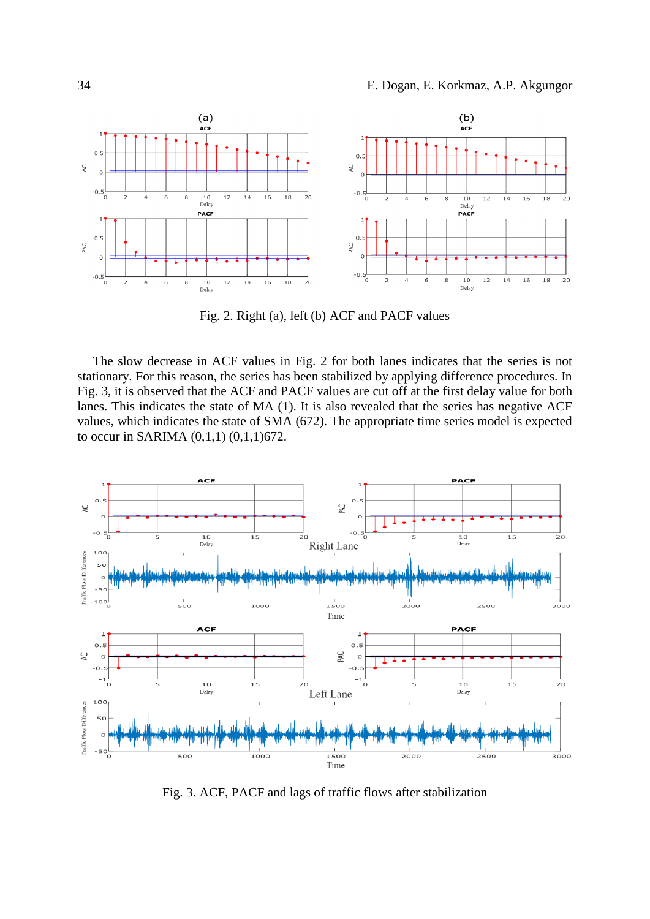Fig. 2. Right (a), left (b) ACF and PACF values

The slow decrease in ACF values in Fig. 2 for both lanes indicates that the series is not stationary. For this reason, the series has been stabilized by applying difference procedures. In Fig. 3, it is observed that the ACF and PACF values are cut off at the first delay value for both lanes. This indicates the state of MA (1). It is also revealed that the series has negative ACF values, which indicates the state of SMA (672). The appropriate time series model is expected to occur in SARIMA (0,1,1) (0,1,1)672.

Fig. 3. ACF, PACF and lags of traffic flows after stabilization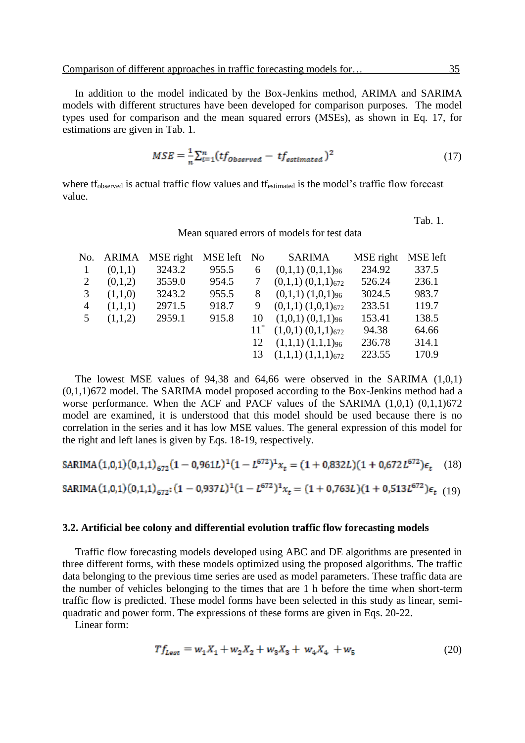In addition to the model indicated by the Box-Jenkins method, ARIMA and SARIMA models with different structures have been developed for comparison purposes. The model types used for comparison and the mean squared errors (MSEs), as shown in Eq. 17, for estimations are given in Tab. 1.

$$MSE = \frac{1}{n}\sum_{i=1}^{n}(tf_{Observed} - tf_{estimated})^2 \tag{17}$$

where $tf_{observed}$ is actual traffic flow values and $tf_{estimated}$ is the model's traffic flow forecast value.

Tab. 1.

Mean squared errors of models for test data

| No. | ARIMA | MSE right | MSE left | No | SARIMA | MSE right | MSE left |
|---|---|---|---|---|---|---|---|
| 1 | (0,1,1) | 3243.2 | 955.5 | 6 | $(0,1,1)\,(0,1,1)_{96}$ | 234.92 | 337.5 |
| 2 | (0,1,2) | 3559.0 | 954.5 | 7 | $(0,1,1)\,(0,1,1)_{672}$ | 526.24 | 236.1 |
| 3 | (1,1,0) | 3243.2 | 955.5 | 8 | $(0,1,1)\,(1,0,1)_{96}$ | 3024.5 | 983.7 |
| 4 | (1,1,1) | 2971.5 | 918.7 | 9 | $(0,1,1)\,(1,0,1)_{672}$ | 233.51 | 119.7 |
| 5 | (1,1,2) | 2959.1 | 915.8 | 10 | $(1,0,1)\,(0,1,1)_{96}$ | 153.41 | 138.5 |
| | | | | 11* | $(1,0,1)\,(0,1,1)_{672}$ | 94.38 | 64.66 |
| | | | | 12 | $(1,1,1)\,(1,1,1)_{96}$ | 236.78 | 314.1 |
| | | | | 13 | $(1,1,1)\,(1,1,1)_{672}$ | 223.55 | 170.9 |

The lowest MSE values of 94,38 and 64,66 were observed in the SARIMA (1,0,1) (0,1,1)672 model. The SARIMA model proposed according to the Box-Jenkins method had a worse performance. When the ACF and PACF values of the SARIMA (1,0,1) (0,1,1)672 model are examined, it is understood that this model should be used because there is no correlation in the series and it has low MSE values. The general expression of this model for the right and left lanes is given by Eqs. 18-19, respectively.

$$\text{SARIMA}\,(1,0,1)(0,1,1)_{672}(1-0{,}961L)^1(1-L^{672})^1x_t = (1+0{,}832L)(1+0{,}672L^{672})\epsilon_t \tag{18}$$

$$\text{SARIMA}\,(1,0,1)(0,1,1)_{672}\text{:}\,(1-0{,}937L)^1(1-L^{672})^1x_t = (1+0{,}763L)(1+0{,}513L^{672})\epsilon_t \tag{19}$$

### 3.2. Artificial bee colony and differential evolution traffic flow forecasting models

Traffic flow forecasting models developed using ABC and DE algorithms are presented in three different forms, with these models optimized using the proposed algorithms. The traffic data belonging to the previous time series are used as model parameters. These traffic data are the number of vehicles belonging to the times that are 1 h before the time when short-term traffic flow is predicted. These model forms have been selected in this study as linear, semi-quadratic and power form. The expressions of these forms are given in Eqs. 20-22.

Linear form:

$$Tf_{Lest} = w_1X_1 + w_2X_2 + w_3X_3 + w_4X_4 + w_5 \tag{20}$$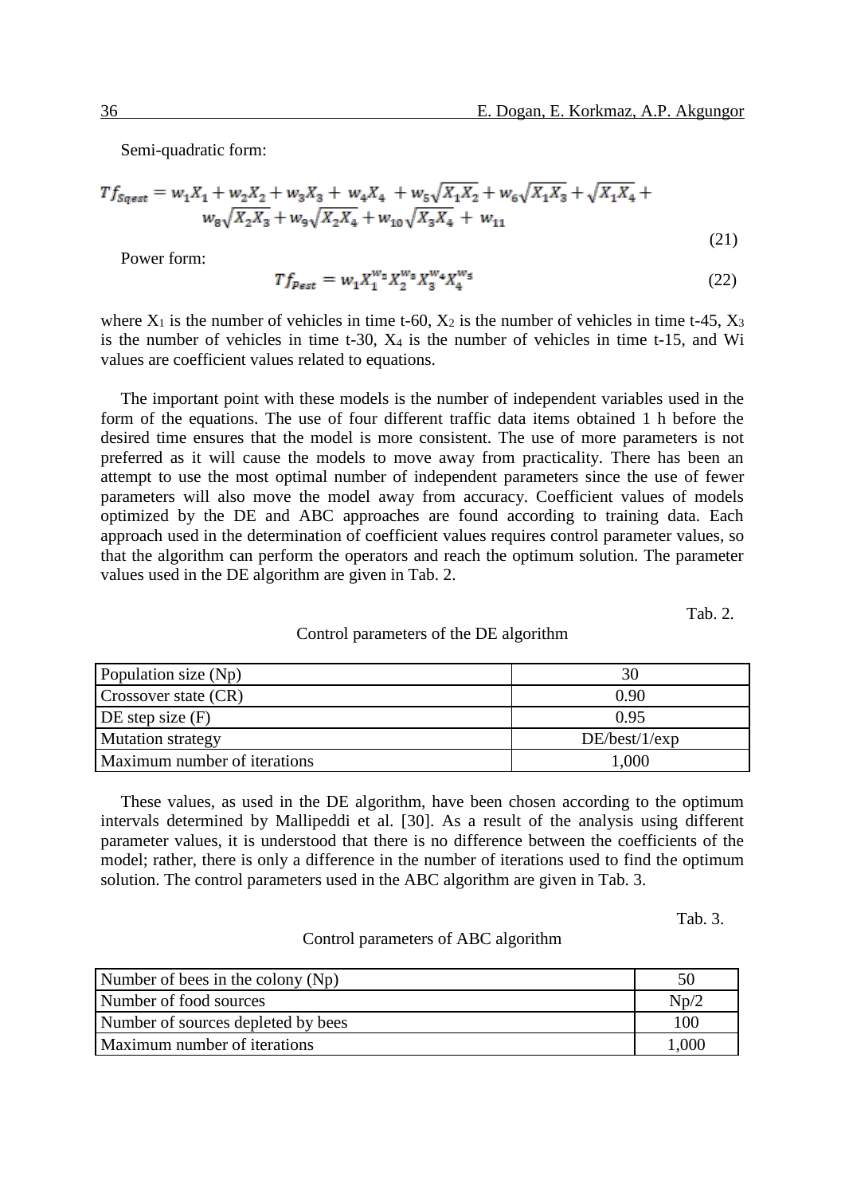Semi-quadratic form:

$$Tf_{Sqest} = w_1X_1 + w_2X_2 + w_3X_3 + w_4X_4 + w_5\sqrt{X_1X_2} + w_6\sqrt{X_1X_3} + \sqrt{X_1X_4} + w_8\sqrt{X_2X_3} + w_9\sqrt{X_2X_4} + w_{10}\sqrt{X_3X_4} + w_{11} \tag{21}$$

Power form:

$$Tf_{Pest} = w_1X_1^{w_2}X_2^{w_3}X_3^{w_4}X_4^{w_5} \tag{22}$$

where $X_1$ is the number of vehicles in time t-60, $X_2$ is the number of vehicles in time t-45, $X_3$ is the number of vehicles in time t-30, $X_4$ is the number of vehicles in time t-15, and Wi values are coefficient values related to equations.

The important point with these models is the number of independent variables used in the form of the equations. The use of four different traffic data items obtained 1 h before the desired time ensures that the model is more consistent. The use of more parameters is not preferred as it will cause the models to move away from practicality. There has been an attempt to use the most optimal number of independent parameters since the use of fewer parameters will also move the model away from accuracy. Coefficient values of models optimized by the DE and ABC approaches are found according to training data. Each approach used in the determination of coefficient values requires control parameter values, so that the algorithm can perform the operators and reach the optimum solution. The parameter values used in the DE algorithm are given in Tab. 2.

Tab. 2.

Control parameters of the DE algorithm

| Population size (Np) | 30 |
|---|---|
| Crossover state (CR) | 0.90 |
| DE step size (F) | 0.95 |
| Mutation strategy | DE/best/1/exp |
| Maximum number of iterations | 1,000 |

These values, as used in the DE algorithm, have been chosen according to the optimum intervals determined by Mallipeddi et al. [30]. As a result of the analysis using different parameter values, it is understood that there is no difference between the coefficients of the model; rather, there is only a difference in the number of iterations used to find the optimum solution. The control parameters used in the ABC algorithm are given in Tab. 3.

Tab. 3.

Control parameters of ABC algorithm

| Number of bees in the colony (Np) | 50 |
|---|---|
| Number of food sources | Np/2 |
| Number of sources depleted by bees | 100 |
| Maximum number of iterations | 1,000 |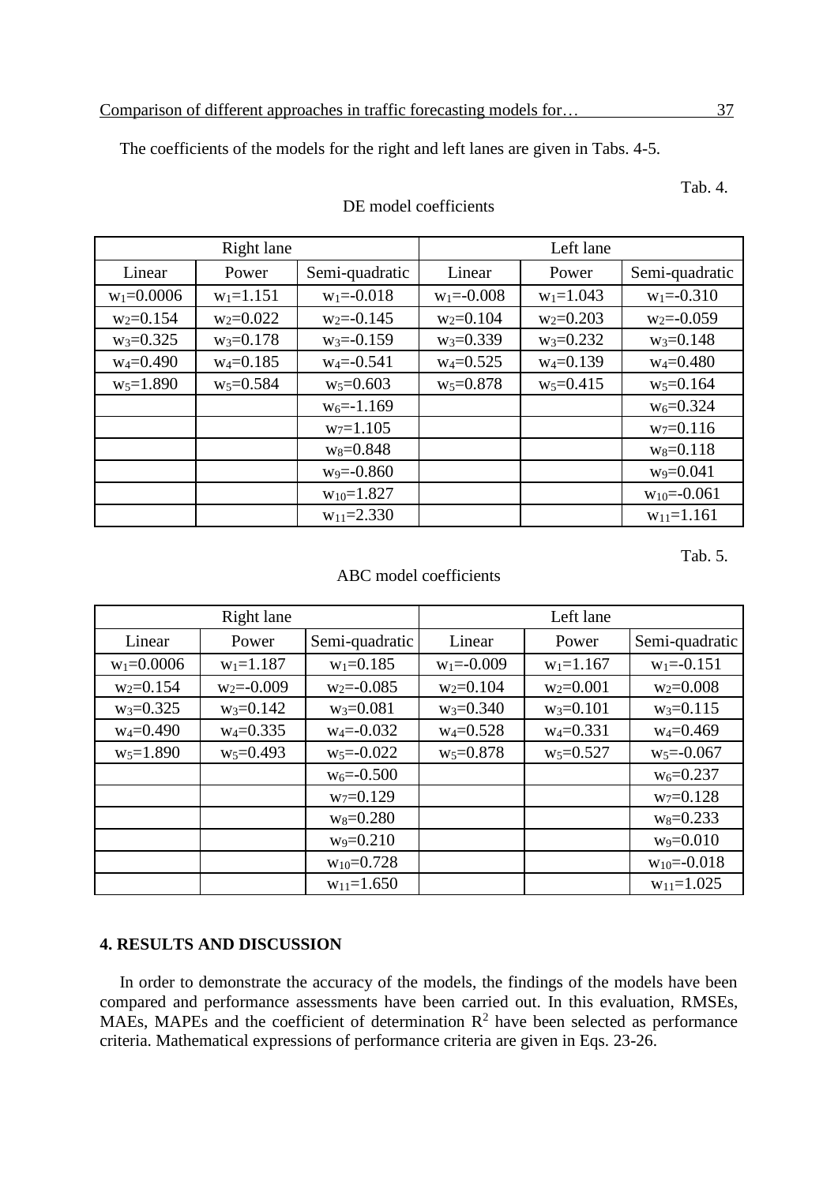The coefficients of the models for the right and left lanes are given in Tabs. 4-5.

Tab. 4.

DE model coefficients

| Right lane | | | Left lane | | |
|---|---|---|---|---|---|
| Linear | Power | Semi-quadratic | Linear | Power | Semi-quadratic |
| $w_1$=0.0006 | $w_1$=1.151 | $w_1$=-0.018 | $w_1$=-0.008 | $w_1$=1.043 | $w_1$=-0.310 |
| $w_2$=0.154 | $w_2$=0.022 | $w_2$=-0.145 | $w_2$=0.104 | $w_2$=0.203 | $w_2$=-0.059 |
| $w_3$=0.325 | $w_3$=0.178 | $w_3$=-0.159 | $w_3$=0.339 | $w_3$=0.232 | $w_3$=0.148 |
| $w_4$=0.490 | $w_4$=0.185 | $w_4$=-0.541 | $w_4$=0.525 | $w_4$=0.139 | $w_4$=0.480 |
| $w_5$=1.890 | $w_5$=0.584 | $w_5$=0.603 | $w_5$=0.878 | $w_5$=0.415 | $w_5$=0.164 |
| | | $w_6$=-1.169 | | | $w_6$=0.324 |
| | | $w_7$=1.105 | | | $w_7$=0.116 |
| | | $w_8$=0.848 | | | $w_8$=0.118 |
| | | $w_9$=-0.860 | | | $w_9$=0.041 |
| | | $w_{10}$=1.827 | | | $w_{10}$=-0.061 |
| | | $w_{11}$=2.330 | | | $w_{11}$=1.161 |

Tab. 5.

ABC model coefficients

| Right lane | | | Left lane | | |
|---|---|---|---|---|---|
| Linear | Power | Semi-quadratic | Linear | Power | Semi-quadratic |
| $w_1$=0.0006 | $w_1$=1.187 | $w_1$=0.185 | $w_1$=-0.009 | $w_1$=1.167 | $w_1$=-0.151 |
| $w_2$=0.154 | $w_2$=-0.009 | $w_2$=-0.085 | $w_2$=0.104 | $w_2$=0.001 | $w_2$=0.008 |
| $w_3$=0.325 | $w_3$=0.142 | $w_3$=0.081 | $w_3$=0.340 | $w_3$=0.101 | $w_3$=0.115 |
| $w_4$=0.490 | $w_4$=0.335 | $w_4$=-0.032 | $w_4$=0.528 | $w_4$=0.331 | $w_4$=0.469 |
| $w_5$=1.890 | $w_5$=0.493 | $w_5$=-0.022 | $w_5$=0.878 | $w_5$=0.527 | $w_5$=-0.067 |
| | | $w_6$=-0.500 | | | $w_6$=0.237 |
| | | $w_7$=0.129 | | | $w_7$=0.128 |
| | | $w_8$=0.280 | | | $w_8$=0.233 |
| | | $w_9$=0.210 | | | $w_9$=0.010 |
| | | $w_{10}$=0.728 | | | $w_{10}$=-0.018 |
| | | $w_{11}$=1.650 | | | $w_{11}$=1.025 |

## 4. RESULTS AND DISCUSSION

In order to demonstrate the accuracy of the models, the findings of the models have been compared and performance assessments have been carried out. In this evaluation, RMSEs, MAEs, MAPEs and the coefficient of determination $R^2$ have been selected as performance criteria. Mathematical expressions of performance criteria are given in Eqs. 23-26.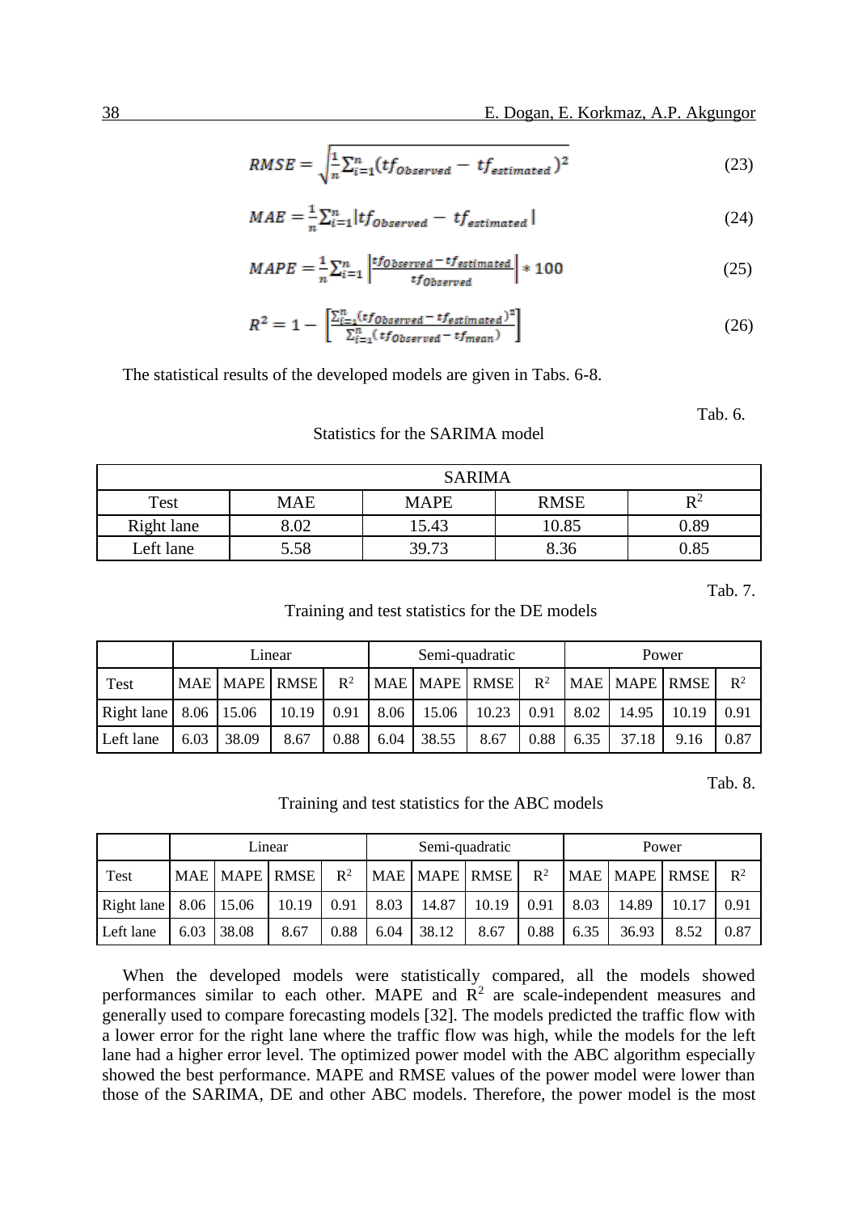$$RMSE = \sqrt{\frac{1}{n}\sum_{i=1}^{n}(tf_{Observed} - tf_{estimated})^2} \tag{23}$$

$$MAE = \frac{1}{n}\sum_{i=1}^{n}|tf_{Observed} - tf_{estimated}| \tag{24}$$

$$MAPE = \frac{1}{n}\sum_{i=1}^{n}\left|\frac{tf_{Observed} - tf_{estimated}}{tf_{Observed}}\right| * 100 \tag{25}$$

$$R^2 = 1 - \left[\frac{\sum_{i=1}^{n}(tf_{Observed} - tf_{estimated})^2}{\sum_{i=1}^{n}(tf_{Observed} - tf_{mean})}\right] \tag{26}$$

The statistical results of the developed models are given in Tabs. 6-8.

Tab. 6.

Statistics for the SARIMA model

| SARIMA | | | | |
|---|---|---|---|---|
| Test | MAE | MAPE | RMSE | $R^2$ |
| Right lane | 8.02 | 15.43 | 10.85 | 0.89 |
| Left lane | 5.58 | 39.73 | 8.36 | 0.85 |

Tab. 7.

Training and test statistics for the DE models

| | Linear | | | | Semi-quadratic | | | | Power | | | |
|---|---|---|---|---|---|---|---|---|---|---|---|---|
| Test | MAE | MAPE | RMSE | $R^2$ | MAE | MAPE | RMSE | $R^2$ | MAE | MAPE | RMSE | $R^2$ |
| Right lane | 8.06 | 15.06 | 10.19 | 0.91 | 8.06 | 15.06 | 10.23 | 0.91 | 8.02 | 14.95 | 10.19 | 0.91 |
| Left lane | 6.03 | 38.09 | 8.67 | 0.88 | 6.04 | 38.55 | 8.67 | 0.88 | 6.35 | 37.18 | 9.16 | 0.87 |

Tab. 8.

Training and test statistics for the ABC models

| | Linear | | | | Semi-quadratic | | | | Power | | | |
|---|---|---|---|---|---|---|---|---|---|---|---|---|
| Test | MAE | MAPE | RMSE | $R^2$ | MAE | MAPE | RMSE | $R^2$ | MAE | MAPE | RMSE | $R^2$ |
| Right lane | 8.06 | 15.06 | 10.19 | 0.91 | 8.03 | 14.87 | 10.19 | 0.91 | 8.03 | 14.89 | 10.17 | 0.91 |
| Left lane | 6.03 | 38.08 | 8.67 | 0.88 | 6.04 | 38.12 | 8.67 | 0.88 | 6.35 | 36.93 | 8.52 | 0.87 |

When the developed models were statistically compared, all the models showed performances similar to each other. MAPE and $R^2$ are scale-independent measures and generally used to compare forecasting models [32]. The models predicted the traffic flow with a lower error for the right lane where the traffic flow was high, while the models for the left lane had a higher error level. The optimized power model with the ABC algorithm especially showed the best performance. MAPE and RMSE values of the power model were lower than those of the SARIMA, DE and other ABC models. Therefore, the power model is the most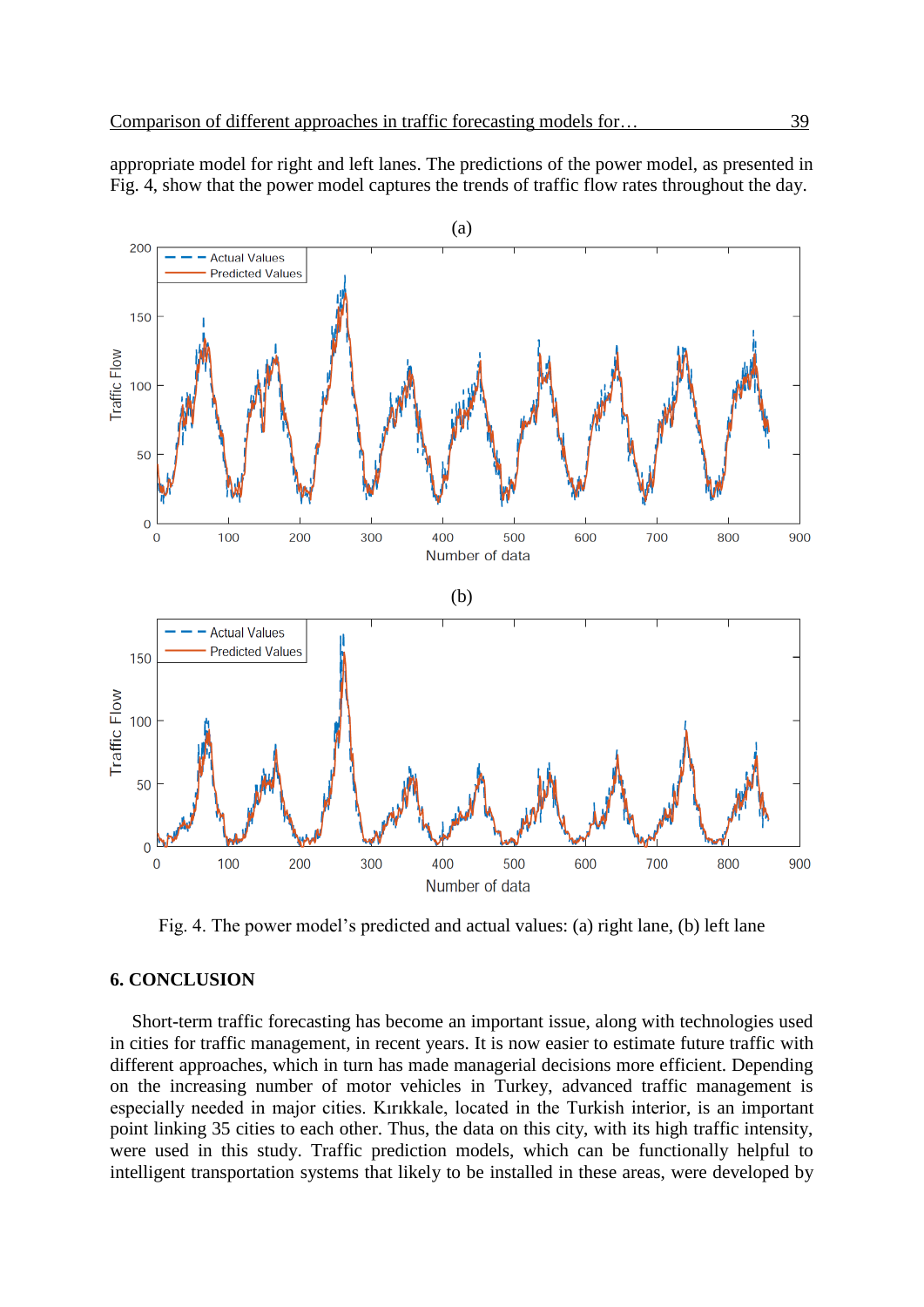appropriate model for right and left lanes. The predictions of the power model, as presented in Fig. 4, show that the power model captures the trends of traffic flow rates throughout the day.

Fig. 4. The power model's predicted and actual values: (a) right lane, (b) left lane

## 6. CONCLUSION

Short-term traffic forecasting has become an important issue, along with technologies used in cities for traffic management, in recent years. It is now easier to estimate future traffic with different approaches, which in turn has made managerial decisions more efficient. Depending on the increasing number of motor vehicles in Turkey, advanced traffic management is especially needed in major cities. Kırıkkale, located in the Turkish interior, is an important point linking 35 cities to each other. Thus, the data on this city, with its high traffic intensity, were used in this study. Traffic prediction models, which can be functionally helpful to intelligent transportation systems that likely to be installed in these areas, were developed by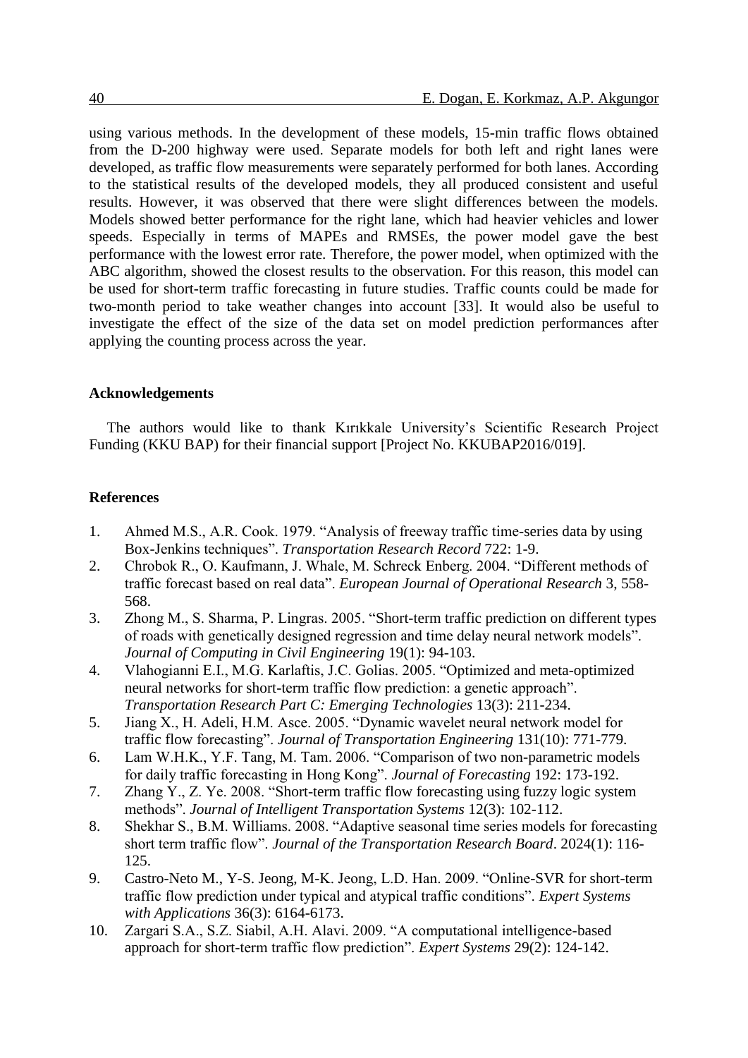using various methods. In the development of these models, 15-min traffic flows obtained from the D-200 highway were used. Separate models for both left and right lanes were developed, as traffic flow measurements were separately performed for both lanes. According to the statistical results of the developed models, they all produced consistent and useful results. However, it was observed that there were slight differences between the models. Models showed better performance for the right lane, which had heavier vehicles and lower speeds. Especially in terms of MAPEs and RMSEs, the power model gave the best performance with the lowest error rate. Therefore, the power model, when optimized with the ABC algorithm, showed the closest results to the observation. For this reason, this model can be used for short-term traffic forecasting in future studies. Traffic counts could be made for two-month period to take weather changes into account [33]. It would also be useful to investigate the effect of the size of the data set on model prediction performances after applying the counting process across the year.

**Acknowledgements**

The authors would like to thank Kırıkkale University's Scientific Research Project Funding (KKU BAP) for their financial support [Project No. KKUBAP2016/019].

**References**

1. Ahmed M.S., A.R. Cook. 1979. "Analysis of freeway traffic time-series data by using Box-Jenkins techniques". *Transportation Research Record* 722: 1-9.
2. Chrobok R., O. Kaufmann, J. Whale, M. Schreck Enberg. 2004. "Different methods of traffic forecast based on real data". *European Journal of Operational Research* 3, 558-568.
3. Zhong M., S. Sharma, P. Lingras. 2005. "Short-term traffic prediction on different types of roads with genetically designed regression and time delay neural network models". *Journal of Computing in Civil Engineering* 19(1): 94-103.
4. Vlahogianni E.I., M.G. Karlaftis, J.C. Golias. 2005. "Optimized and meta-optimized neural networks for short-term traffic flow prediction: a genetic approach". *Transportation Research Part C: Emerging Technologies* 13(3): 211-234.
5. Jiang X., H. Adeli, H.M. Asce. 2005. "Dynamic wavelet neural network model for traffic flow forecasting". *Journal of Transportation Engineering* 131(10): 771-779.
6. Lam W.H.K., Y.F. Tang, M. Tam. 2006. "Comparison of two non-parametric models for daily traffic forecasting in Hong Kong". *Journal of Forecasting* 192: 173-192.
7. Zhang Y., Z. Ye. 2008. "Short-term traffic flow forecasting using fuzzy logic system methods". *Journal of Intelligent Transportation Systems* 12(3): 102-112.
8. Shekhar S., B.M. Williams. 2008. "Adaptive seasonal time series models for forecasting short term traffic flow". *Journal of the Transportation Research Board*. 2024(1): 116-125.
9. Castro-Neto M., Y-S. Jeong, M-K. Jeong, L.D. Han. 2009. "Online-SVR for short-term traffic flow prediction under typical and atypical traffic conditions". *Expert Systems with Applications* 36(3): 6164-6173.
10. Zargari S.A., S.Z. Siabil, A.H. Alavi. 2009. "A computational intelligence-based approach for short-term traffic flow prediction". *Expert Systems* 29(2): 124-142.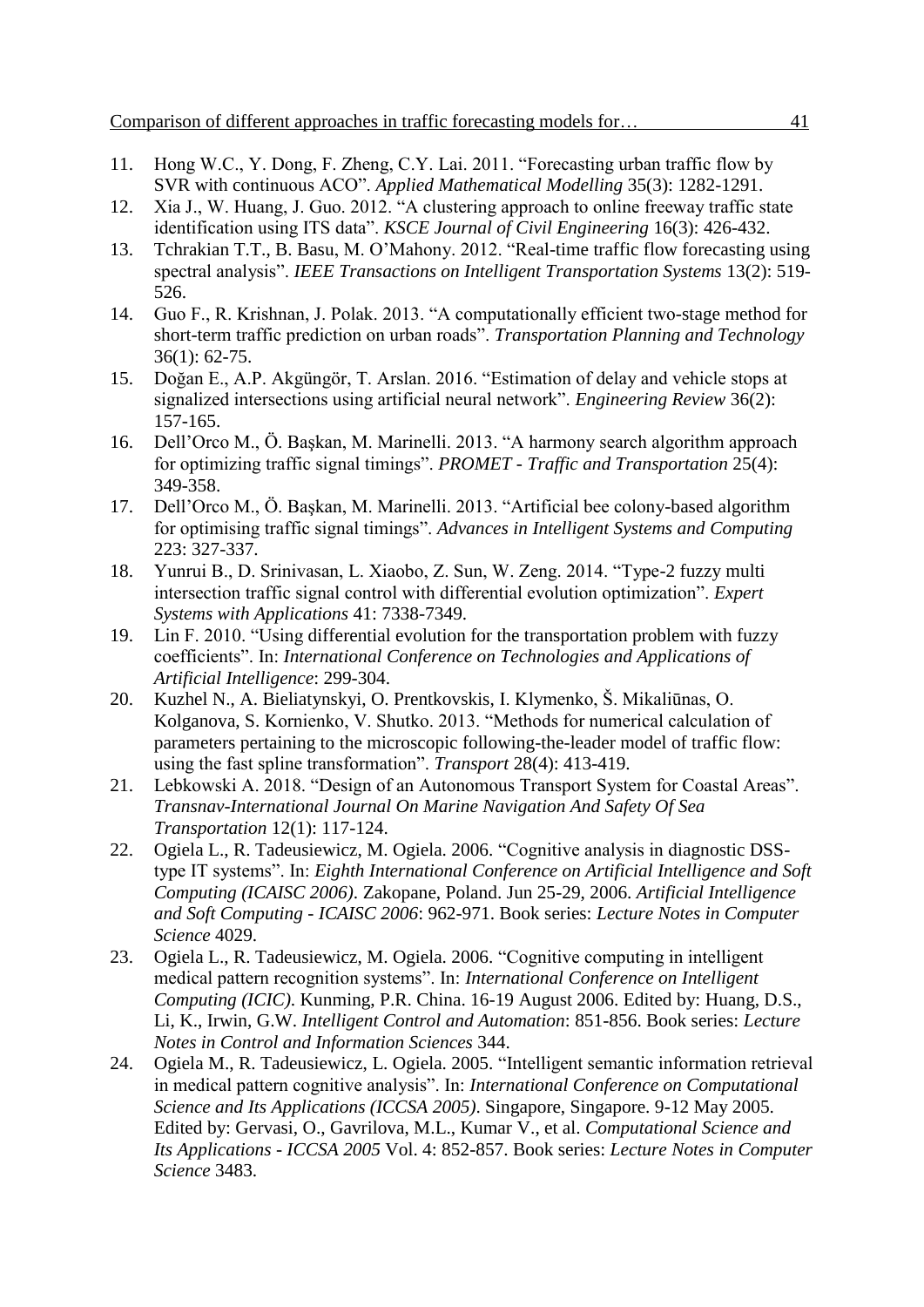11. Hong W.C., Y. Dong, F. Zheng, C.Y. Lai. 2011. "Forecasting urban traffic flow by SVR with continuous ACO". *Applied Mathematical Modelling* 35(3): 1282-1291.
12. Xia J., W. Huang, J. Guo. 2012. "A clustering approach to online freeway traffic state identification using ITS data". *KSCE Journal of Civil Engineering* 16(3): 426-432.
13. Tchrakian T.T., B. Basu, M. O'Mahony. 2012. "Real-time traffic flow forecasting using spectral analysis". *IEEE Transactions on Intelligent Transportation Systems* 13(2): 519-526.
14. Guo F., R. Krishnan, J. Polak. 2013. "A computationally efficient two-stage method for short-term traffic prediction on urban roads". *Transportation Planning and Technology* 36(1): 62-75.
15. Doğan E., A.P. Akgüngör, T. Arslan. 2016. "Estimation of delay and vehicle stops at signalized intersections using artificial neural network". *Engineering Review* 36(2): 157-165.
16. Dell'Orco M., Ö. Başkan, M. Marinelli. 2013. "A harmony search algorithm approach for optimizing traffic signal timings". *PROMET - Traffic and Transportation* 25(4): 349-358.
17. Dell'Orco M., Ö. Başkan, M. Marinelli. 2013. "Artificial bee colony-based algorithm for optimising traffic signal timings". *Advances in Intelligent Systems and Computing* 223: 327-337.
18. Yunrui B., D. Srinivasan, L. Xiaobo, Z. Sun, W. Zeng. 2014. "Type-2 fuzzy multi intersection traffic signal control with differential evolution optimization". *Expert Systems with Applications* 41: 7338-7349.
19. Lin F. 2010. "Using differential evolution for the transportation problem with fuzzy coefficients". In: *International Conference on Technologies and Applications of Artificial Intelligence*: 299-304.
20. Kuzhel N., A. Bieliatynskyi, O. Prentkovskis, I. Klymenko, Š. Mikaliūnas, O. Kolganova, S. Kornienko, V. Shutko. 2013. "Methods for numerical calculation of parameters pertaining to the microscopic following-the-leader model of traffic flow: using the fast spline transformation". *Transport* 28(4): 413-419.
21. Lebkowski A. 2018. "Design of an Autonomous Transport System for Coastal Areas". *Transnav-International Journal On Marine Navigation And Safety Of Sea Transportation* 12(1): 117-124.
22. Ogiela L., R. Tadeusiewicz, M. Ogiela. 2006. "Cognitive analysis in diagnostic DSS-type IT systems". In: *Eighth International Conference on Artificial Intelligence and Soft Computing (ICAISC 2006)*. Zakopane, Poland. Jun 25-29, 2006. *Artificial Intelligence and Soft Computing - ICAISC 2006*: 962-971. Book series: *Lecture Notes in Computer Science* 4029.
23. Ogiela L., R. Tadeusiewicz, M. Ogiela. 2006. "Cognitive computing in intelligent medical pattern recognition systems". In: *International Conference on Intelligent Computing (ICIC)*. Kunming, P.R. China. 16-19 August 2006. Edited by: Huang, D.S., Li, K., Irwin, G.W. *Intelligent Control and Automation*: 851-856. Book series: *Lecture Notes in Control and Information Sciences* 344.
24. Ogiela M., R. Tadeusiewicz, L. Ogiela. 2005. "Intelligent semantic information retrieval in medical pattern cognitive analysis". In: *International Conference on Computational Science and Its Applications (ICCSA 2005)*. Singapore, Singapore. 9-12 May 2005. Edited by: Gervasi, O., Gavrilova, M.L., Kumar V., et al. *Computational Science and Its Applications - ICCSA 2005* Vol. 4: 852-857. Book series: *Lecture Notes in Computer Science* 3483.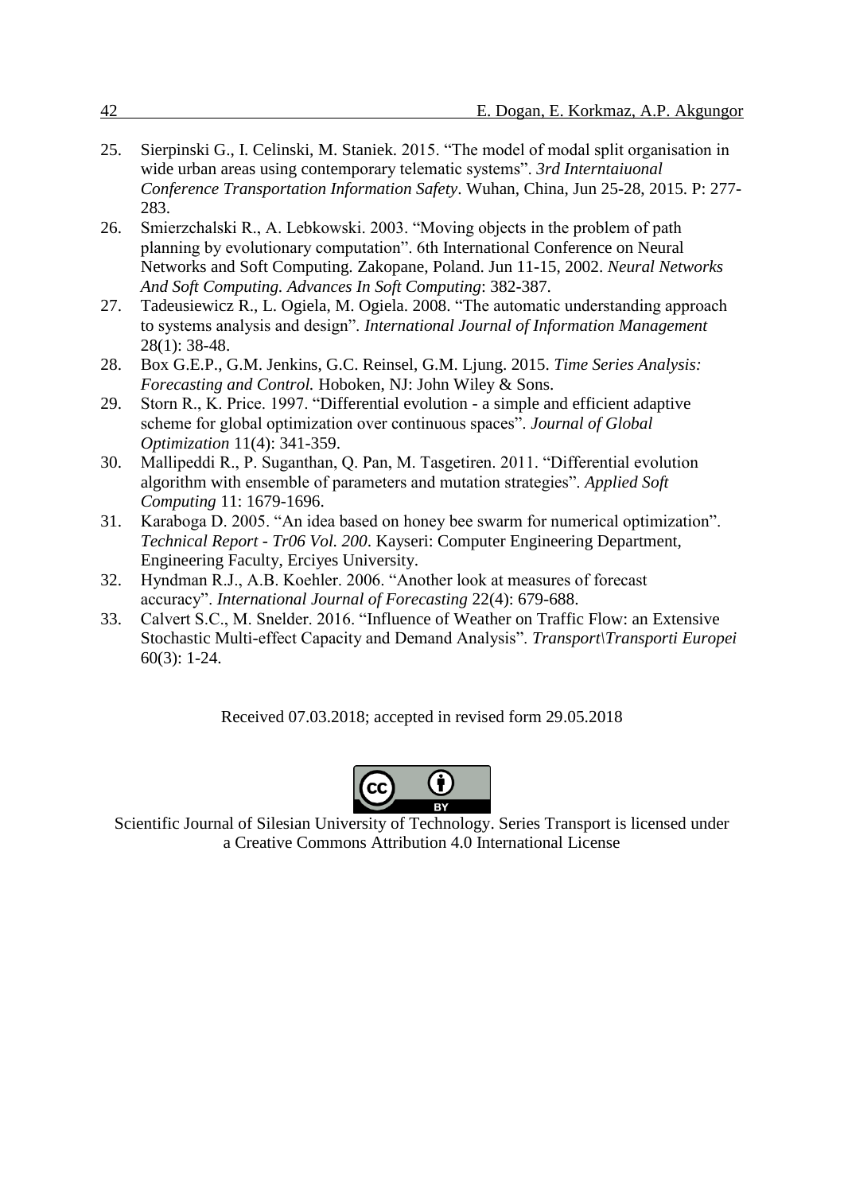25. Sierpinski G., I. Celinski, M. Staniek. 2015. "The model of modal split organisation in wide urban areas using contemporary telematic systems". *3rd Interntaiuonal Conference Transportation Information Safety*. Wuhan, China, Jun 25-28, 2015. P: 277-283.
26. Smierzchalski R., A. Lebkowski. 2003. "Moving objects in the problem of path planning by evolutionary computation". 6th International Conference on Neural Networks and Soft Computing. Zakopane, Poland. Jun 11-15, 2002. *Neural Networks And Soft Computing. Advances In Soft Computing*: 382-387.
27. Tadeusiewicz R., L. Ogiela, M. Ogiela. 2008. "The automatic understanding approach to systems analysis and design". *International Journal of Information Management* 28(1): 38-48.
28. Box G.E.P., G.M. Jenkins, G.C. Reinsel, G.M. Ljung. 2015. *Time Series Analysis: Forecasting and Control.* Hoboken, NJ: John Wiley & Sons.
29. Storn R., K. Price. 1997. "Differential evolution - a simple and efficient adaptive scheme for global optimization over continuous spaces". *Journal of Global Optimization* 11(4): 341-359.
30. Mallipeddi R., P. Suganthan, Q. Pan, M. Tasgetiren. 2011. "Differential evolution algorithm with ensemble of parameters and mutation strategies". *Applied Soft Computing* 11: 1679-1696.
31. Karaboga D. 2005. "An idea based on honey bee swarm for numerical optimization". *Technical Report - Tr06 Vol. 200*. Kayseri: Computer Engineering Department, Engineering Faculty, Erciyes University.
32. Hyndman R.J., A.B. Koehler. 2006. "Another look at measures of forecast accuracy". *International Journal of Forecasting* 22(4): 679-688.
33. Calvert S.C., M. Snelder. 2016. "Influence of Weather on Traffic Flow: an Extensive Stochastic Multi-effect Capacity and Demand Analysis". *Transport\Transporti Europei* 60(3): 1-24.

Received 07.03.2018; accepted in revised form 29.05.2018

Scientific Journal of Silesian University of Technology. Series Transport is licensed under a Creative Commons Attribution 4.0 International License